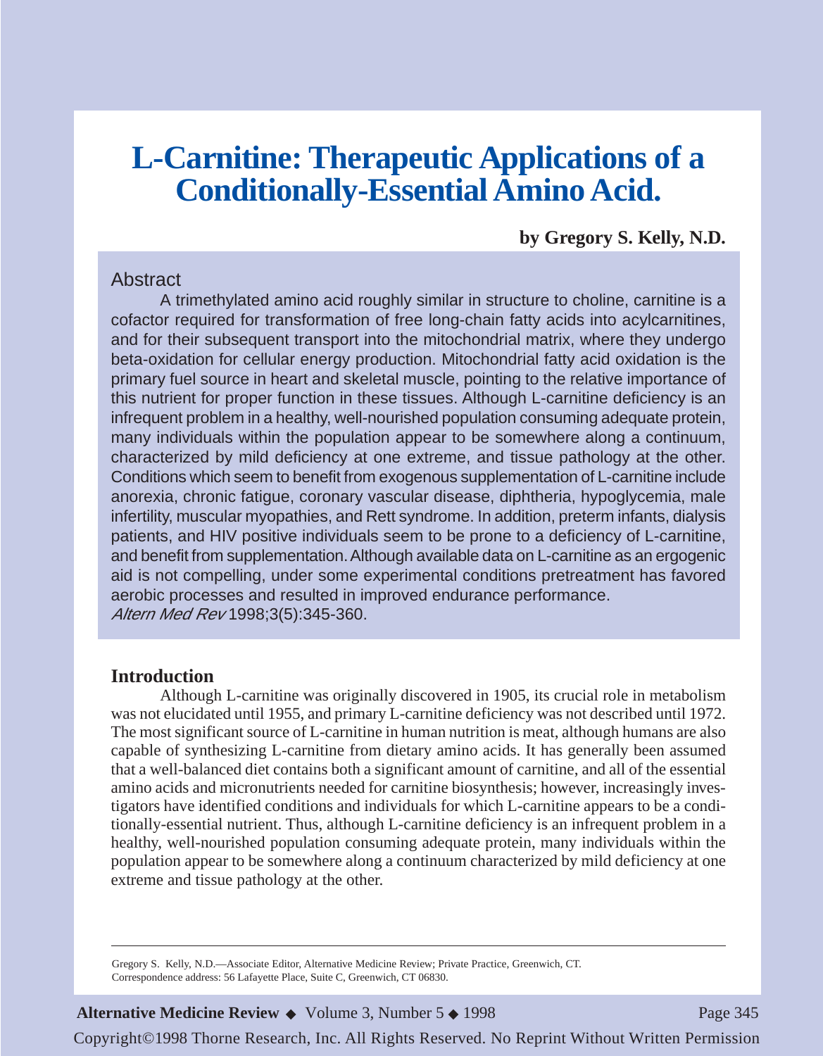# L-Carnitine: Therapeutic Applications of a Conditionally-Essential Amino Acid.

**by Gregory S. Kelly, N.D.**

## Abstract

A trimethylated amino acid roughly similar in structure to choline, carnitine is a cofactor required for transformation of free long-chain fatty acids into acylcarnitines, and for their subsequent transport into the mitochondrial matrix, where they undergo beta-oxidation for cellular energy production. Mitochondrial fatty acid oxidation is the primary fuel source in heart and skeletal muscle, pointing to the relative importance of this nutrient for proper function in these tissues. Although L-carnitine deficiency is an infrequent problem in a healthy, well-nourished population consuming adequate protein, many individuals within the population appear to be somewhere along a continuum, characterized by mild deficiency at one extreme, and tissue pathology at the other. Conditions which seem to benefit from exogenous supplementation of L-carnitine include anorexia, chronic fatigue, coronary vascular disease, diphtheria, hypoglycemia, male infertility, muscular myopathies, and Rett syndrome. In addition, preterm infants, dialysis patients, and HIV positive individuals seem to be prone to a deficiency of L-carnitine, and benefit from supplementation. Although available data on L-carnitine as an ergogenic aid is not compelling, under some experimental conditions pretreatment has favored aerobic processes and resulted in improved endurance performance.
*Altern Med Rev* 1998;3(5):345-360.

## Introduction

Although L-carnitine was originally discovered in 1905, its crucial role in metabolism was not elucidated until 1955, and primary L-carnitine deficiency was not described until 1972. The most significant source of L-carnitine in human nutrition is meat, although humans are also capable of synthesizing L-carnitine from dietary amino acids. It has generally been assumed that a well-balanced diet contains both a significant amount of carnitine, and all of the essential amino acids and micronutrients needed for carnitine biosynthesis; however, increasingly investigators have identified conditions and individuals for which L-carnitine appears to be a conditionally-essential nutrient. Thus, although L-carnitine deficiency is an infrequent problem in a healthy, well-nourished population consuming adequate protein, many individuals within the population appear to be somewhere along a continuum characterized by mild deficiency at one extreme and tissue pathology at the other.

Gregory S. Kelly, N.D.—Associate Editor, Alternative Medicine Review; Private Practice, Greenwich, CT.
Correspondence address: 56 Lafayette Place, Suite C, Greenwich, CT 06830.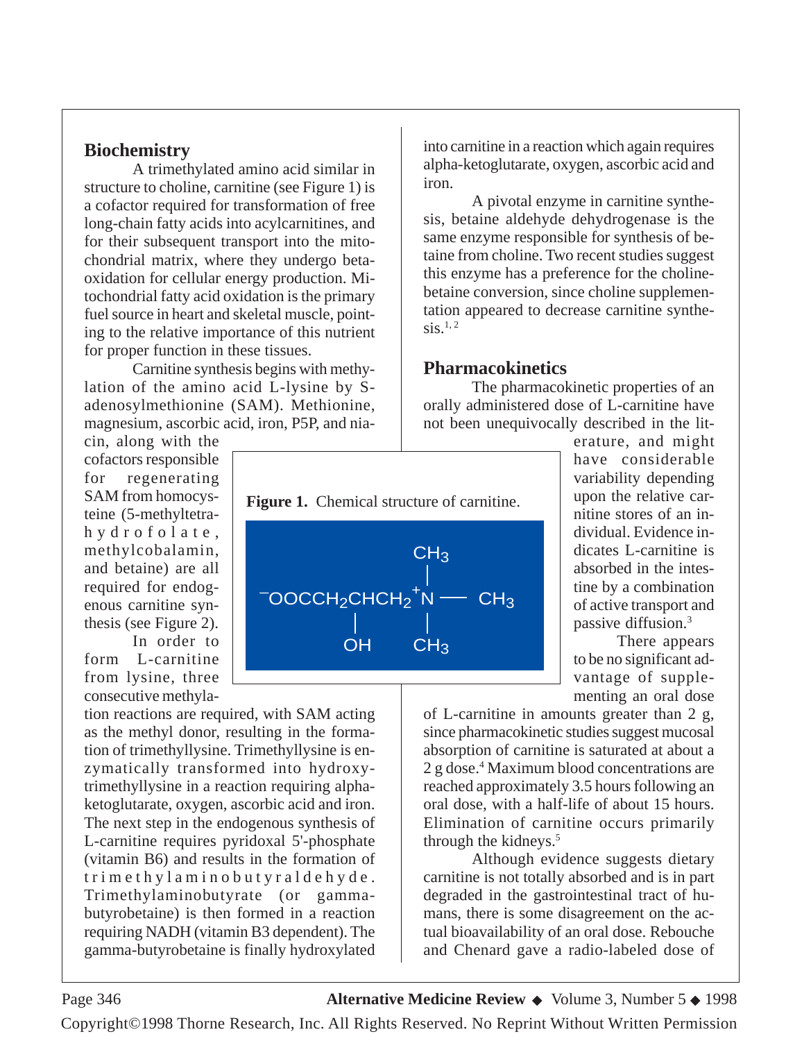## Biochemistry

A trimethylated amino acid similar in structure to choline, carnitine (see Figure 1) is a cofactor required for transformation of free long-chain fatty acids into acylcarnitines, and for their subsequent transport into the mitochondrial matrix, where they undergo beta-oxidation for cellular energy production. Mitochondrial fatty acid oxidation is the primary fuel source in heart and skeletal muscle, pointing to the relative importance of this nutrient for proper function in these tissues.

Carnitine synthesis begins with methylation of the amino acid L-lysine by S-adenosylmethionine (SAM). Methionine, magnesium, ascorbic acid, iron, P5P, and niacin, along with the cofactors responsible for regenerating SAM from homocysteine (5-methyltetrahydrofolate, methylcobalamin, and betaine) are all required for endogenous carnitine synthesis (see Figure 2).

**Figure 1.** Chemical structure of carnitine.

$$^{-}OOCCH_2CHCH_2{}^{+}N(CH_3)_3 \quad (\text{OH on C-3})$$

In order to form L-carnitine from lysine, three consecutive methylation reactions are required, with SAM acting as the methyl donor, resulting in the formation of trimethyllysine. Trimethyllysine is enzymatically transformed into hydroxytrimethyllysine in a reaction requiring alpha-ketoglutarate, oxygen, ascorbic acid and iron. The next step in the endogenous synthesis of L-carnitine requires pyridoxal 5'-phosphate (vitamin B6) and results in the formation of trimethylaminobutyraldehyde. Trimethylaminobutyrate (or gamma-butyrobetaine) is then formed in a reaction requiring NADH (vitamin B3 dependent). The gamma-butyrobetaine is finally hydroxylated into carnitine in a reaction which again requires alpha-ketoglutarate, oxygen, ascorbic acid and iron.

A pivotal enzyme in carnitine synthesis, betaine aldehyde dehydrogenase is the same enzyme responsible for synthesis of betaine from choline. Two recent studies suggest this enzyme has a preference for the choline-betaine conversion, since choline supplementation appeared to decrease carnitine synthesis.[1, 2]

## Pharmacokinetics

The pharmacokinetic properties of an orally administered dose of L-carnitine have not been unequivocally described in the literature, and might have considerable variability depending upon the relative carnitine stores of an individual. Evidence indicates L-carnitine is absorbed in the intestine by a combination of active transport and passive diffusion.[3]

There appears to be no significant advantage of supplementing an oral dose of L-carnitine in amounts greater than 2 g, since pharmacokinetic studies suggest mucosal absorption of carnitine is saturated at about a 2 g dose.[4] Maximum blood concentrations are reached approximately 3.5 hours following an oral dose, with a half-life of about 15 hours. Elimination of carnitine occurs primarily through the kidneys.[5]

Although evidence suggests dietary carnitine is not totally absorbed and is in part degraded in the gastrointestinal tract of humans, there is some disagreement on the actual bioavailability of an oral dose. Rebouche and Chenard gave a radio-labeled dose of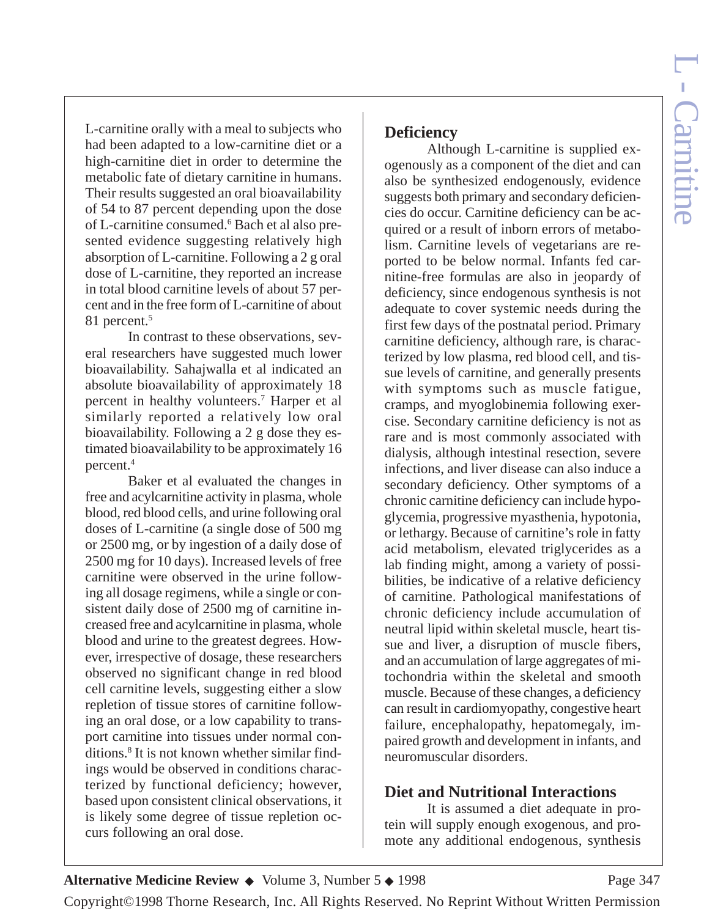L-carnitine orally with a meal to subjects who had been adapted to a low-carnitine diet or a high-carnitine diet in order to determine the metabolic fate of dietary carnitine in humans. Their results suggested an oral bioavailability of 54 to 87 percent depending upon the dose of L-carnitine consumed.[6] Bach et al also presented evidence suggesting relatively high absorption of L-carnitine. Following a 2 g oral dose of L-carnitine, they reported an increase in total blood carnitine levels of about 57 percent and in the free form of L-carnitine of about 81 percent.[5]

In contrast to these observations, several researchers have suggested much lower bioavailability. Sahajwalla et al indicated an absolute bioavailability of approximately 18 percent in healthy volunteers.[7] Harper et al similarly reported a relatively low oral bioavailability. Following a 2 g dose they estimated bioavailability to be approximately 16 percent.[4]

Baker et al evaluated the changes in free and acylcarnitine activity in plasma, whole blood, red blood cells, and urine following oral doses of L-carnitine (a single dose of 500 mg or 2500 mg, or by ingestion of a daily dose of 2500 mg for 10 days). Increased levels of free carnitine were observed in the urine following all dosage regimens, while a single or consistent daily dose of 2500 mg of carnitine increased free and acylcarnitine in plasma, whole blood and urine to the greatest degrees. However, irrespective of dosage, these researchers observed no significant change in red blood cell carnitine levels, suggesting either a slow repletion of tissue stores of carnitine following an oral dose, or a low capability to transport carnitine into tissues under normal conditions.[8] It is not known whether similar findings would be observed in conditions characterized by functional deficiency; however, based upon consistent clinical observations, it is likely some degree of tissue repletion occurs following an oral dose.

## Deficiency

Although L-carnitine is supplied exogenously as a component of the diet and can also be synthesized endogenously, evidence suggests both primary and secondary deficiencies do occur. Carnitine deficiency can be acquired or a result of inborn errors of metabolism. Carnitine levels of vegetarians are reported to be below normal. Infants fed carnitine-free formulas are also in jeopardy of deficiency, since endogenous synthesis is not adequate to cover systemic needs during the first few days of the postnatal period. Primary carnitine deficiency, although rare, is characterized by low plasma, red blood cell, and tissue levels of carnitine, and generally presents with symptoms such as muscle fatigue, cramps, and myoglobinemia following exercise. Secondary carnitine deficiency is not as rare and is most commonly associated with dialysis, although intestinal resection, severe infections, and liver disease can also induce a secondary deficiency. Other symptoms of a chronic carnitine deficiency can include hypoglycemia, progressive myasthenia, hypotonia, or lethargy. Because of carnitine's role in fatty acid metabolism, elevated triglycerides as a lab finding might, among a variety of possibilities, be indicative of a relative deficiency of carnitine. Pathological manifestations of chronic deficiency include accumulation of neutral lipid within skeletal muscle, heart tissue and liver, a disruption of muscle fibers, and an accumulation of large aggregates of mitochondria within the skeletal and smooth muscle. Because of these changes, a deficiency can result in cardiomyopathy, congestive heart failure, encephalopathy, hepatomegaly, impaired growth and development in infants, and neuromuscular disorders.

## Diet and Nutritional Interactions

It is assumed a diet adequate in protein will supply enough exogenous, and promote any additional endogenous, synthesis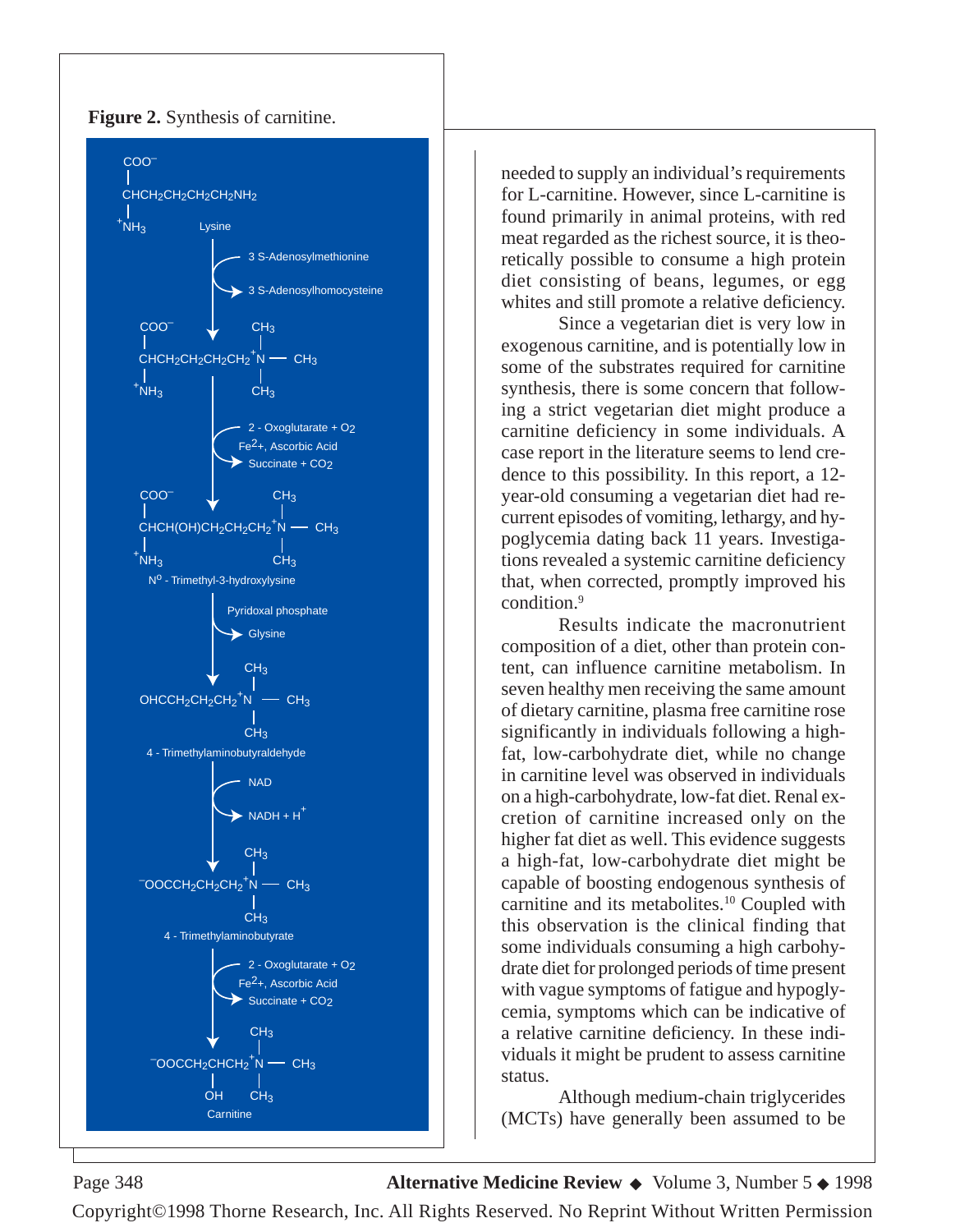**Figure 2.** Synthesis of carnitine.

Lysine
↓ 3 S-Adenosylmethionine → 3 S-Adenosylhomocysteine
$N^6$-trimethyllysine ($CHCH_2CH_2CH_2CH_2{}^+N(CH_3)_3$ with $COO^-$ and $^+NH_3$)
↓ 2 - Oxoglutarate + $O_2$, $Fe^{2+}$, Ascorbic Acid → Succinate + $CO_2$
$N^o$ - Trimethyl-3-hydroxylysine ($CHCH(OH)CH_2CH_2CH_2{}^+N(CH_3)_3$ with $COO^-$ and $^+NH_3$)
↓ Pyridoxal phosphate → Glysine
4 - Trimethylaminobutyraldehyde ($OHCCH_2CH_2CH_2{}^+N(CH_3)_3$)
↓ NAD → NADH + $H^+$
4 - Trimethylaminobutyrate ($^-OOCCH_2CH_2CH_2{}^+N(CH_3)_3$)
↓ 2 - Oxoglutarate + $O_2$, $Fe^{2+}$, Ascorbic Acid → Succinate + $CO_2$
Carnitine ($^-OOCCH_2CHCH_2{}^+N(CH_3)_3$ with OH)

needed to supply an individual's requirements for L-carnitine. However, since L-carnitine is found primarily in animal proteins, with red meat regarded as the richest source, it is theoretically possible to consume a high protein diet consisting of beans, legumes, or egg whites and still promote a relative deficiency.

Since a vegetarian diet is very low in exogenous carnitine, and is potentially low in some of the substrates required for carnitine synthesis, there is some concern that following a strict vegetarian diet might produce a carnitine deficiency in some individuals. A case report in the literature seems to lend credence to this possibility. In this report, a 12-year-old consuming a vegetarian diet had recurrent episodes of vomiting, lethargy, and hypoglycemia dating back 11 years. Investigations revealed a systemic carnitine deficiency that, when corrected, promptly improved his condition.[9]

Results indicate the macronutrient composition of a diet, other than protein content, can influence carnitine metabolism. In seven healthy men receiving the same amount of dietary carnitine, plasma free carnitine rose significantly in individuals following a high-fat, low-carbohydrate diet, while no change in carnitine level was observed in individuals on a high-carbohydrate, low-fat diet. Renal excretion of carnitine increased only on the higher fat diet as well. This evidence suggests a high-fat, low-carbohydrate diet might be capable of boosting endogenous synthesis of carnitine and its metabolites.[10] Coupled with this observation is the clinical finding that some individuals consuming a high carbohydrate diet for prolonged periods of time present with vague symptoms of fatigue and hypoglycemia, symptoms which can be indicative of a relative carnitine deficiency. In these individuals it might be prudent to assess carnitine status.

Although medium-chain triglycerides (MCTs) have generally been assumed to be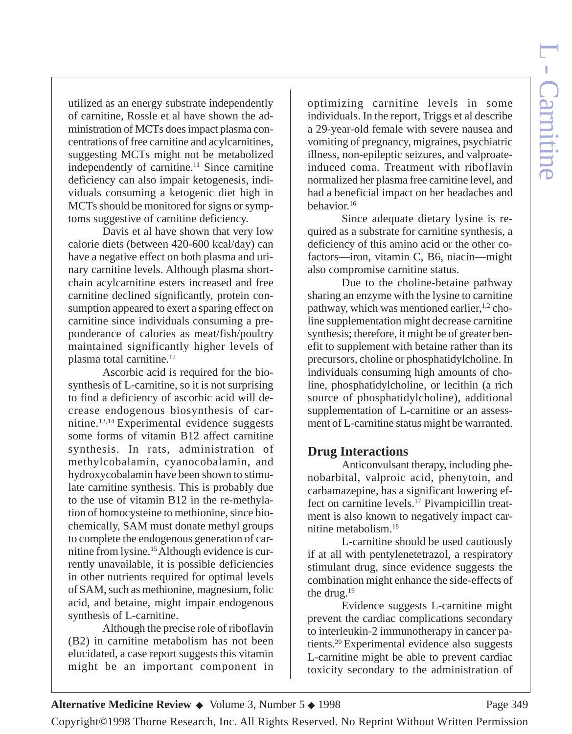utilized as an energy substrate independently of carnitine, Rossle et al have shown the administration of MCTs does impact plasma concentrations of free carnitine and acylcarnitines, suggesting MCTs might not be metabolized independently of carnitine.[11] Since carnitine deficiency can also impair ketogenesis, individuals consuming a ketogenic diet high in MCTs should be monitored for signs or symptoms suggestive of carnitine deficiency.

Davis et al have shown that very low calorie diets (between 420-600 kcal/day) can have a negative effect on both plasma and urinary carnitine levels. Although plasma short-chain acylcarnitine esters increased and free carnitine declined significantly, protein consumption appeared to exert a sparing effect on carnitine since individuals consuming a preponderance of calories as meat/fish/poultry maintained significantly higher levels of plasma total carnitine.[12]

Ascorbic acid is required for the biosynthesis of L-carnitine, so it is not surprising to find a deficiency of ascorbic acid will decrease endogenous biosynthesis of carnitine.[13,14] Experimental evidence suggests some forms of vitamin B12 affect carnitine synthesis. In rats, administration of methylcobalamin, cyanocobalamin, and hydroxycobalamin have been shown to stimulate carnitine synthesis. This is probably due to the use of vitamin B12 in the re-methylation of homocysteine to methionine, since biochemically, SAM must donate methyl groups to complete the endogenous generation of carnitine from lysine.[15] Although evidence is currently unavailable, it is possible deficiencies in other nutrients required for optimal levels of SAM, such as methionine, magnesium, folic acid, and betaine, might impair endogenous synthesis of L-carnitine.

Although the precise role of riboflavin (B2) in carnitine metabolism has not been elucidated, a case report suggests this vitamin might be an important component in optimizing carnitine levels in some individuals. In the report, Triggs et al describe a 29-year-old female with severe nausea and vomiting of pregnancy, migraines, psychiatric illness, non-epileptic seizures, and valproate-induced coma. Treatment with riboflavin normalized her plasma free carnitine level, and had a beneficial impact on her headaches and behavior.[16]

Since adequate dietary lysine is required as a substrate for carnitine synthesis, a deficiency of this amino acid or the other cofactors—iron, vitamin C, B6, niacin—might also compromise carnitine status.

Due to the choline-betaine pathway sharing an enzyme with the lysine to carnitine pathway, which was mentioned earlier,[1,2] choline supplementation might decrease carnitine synthesis; therefore, it might be of greater benefit to supplement with betaine rather than its precursors, choline or phosphatidylcholine. In individuals consuming high amounts of choline, phosphatidylcholine, or lecithin (a rich source of phosphatidylcholine), additional supplementation of L-carnitine or an assessment of L-carnitine status might be warranted.

## Drug Interactions

Anticonvulsant therapy, including phenobarbital, valproic acid, phenytoin, and carbamazepine, has a significant lowering effect on carnitine levels.[17] Pivampicillin treatment is also known to negatively impact carnitine metabolism.[18]

L-carnitine should be used cautiously if at all with pentylenetetrazol, a respiratory stimulant drug, since evidence suggests the combination might enhance the side-effects of the drug.[19]

Evidence suggests L-carnitine might prevent the cardiac complications secondary to interleukin-2 immunotherapy in cancer patients.[20] Experimental evidence also suggests L-carnitine might be able to prevent cardiac toxicity secondary to the administration of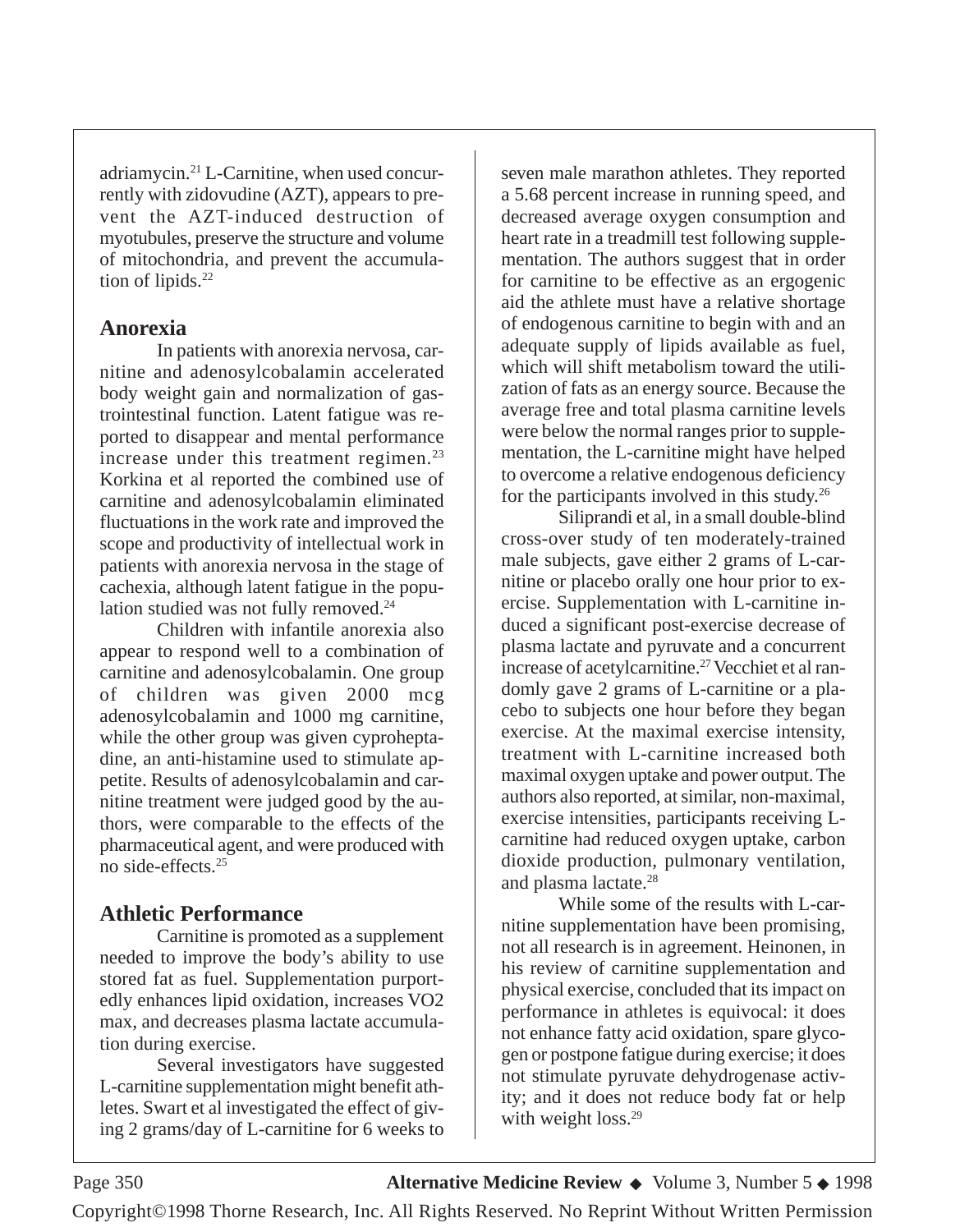adriamycin.[21] L-Carnitine, when used concurrently with zidovudine (AZT), appears to prevent the AZT-induced destruction of myotubules, preserve the structure and volume of mitochondria, and prevent the accumulation of lipids.[22]

## Anorexia

In patients with anorexia nervosa, carnitine and adenosylcobalamin accelerated body weight gain and normalization of gastrointestinal function. Latent fatigue was reported to disappear and mental performance increase under this treatment regimen.[23] Korkina et al reported the combined use of carnitine and adenosylcobalamin eliminated fluctuations in the work rate and improved the scope and productivity of intellectual work in patients with anorexia nervosa in the stage of cachexia, although latent fatigue in the population studied was not fully removed.[24]

Children with infantile anorexia also appear to respond well to a combination of carnitine and adenosylcobalamin. One group of children was given 2000 mcg adenosylcobalamin and 1000 mg carnitine, while the other group was given cyproheptadine, an anti-histamine used to stimulate appetite. Results of adenosylcobalamin and carnitine treatment were judged good by the authors, were comparable to the effects of the pharmaceutical agent, and were produced with no side-effects.[25]

## Athletic Performance

Carnitine is promoted as a supplement needed to improve the body's ability to use stored fat as fuel. Supplementation purportedly enhances lipid oxidation, increases VO2 max, and decreases plasma lactate accumulation during exercise.

Several investigators have suggested L-carnitine supplementation might benefit athletes. Swart et al investigated the effect of giving 2 grams/day of L-carnitine for 6 weeks to seven male marathon athletes. They reported a 5.68 percent increase in running speed, and decreased average oxygen consumption and heart rate in a treadmill test following supplementation. The authors suggest that in order for carnitine to be effective as an ergogenic aid the athlete must have a relative shortage of endogenous carnitine to begin with and an adequate supply of lipids available as fuel, which will shift metabolism toward the utilization of fats as an energy source. Because the average free and total plasma carnitine levels were below the normal ranges prior to supplementation, the L-carnitine might have helped to overcome a relative endogenous deficiency for the participants involved in this study.[26]

Siliprandi et al, in a small double-blind cross-over study of ten moderately-trained male subjects, gave either 2 grams of L-carnitine or placebo orally one hour prior to exercise. Supplementation with L-carnitine induced a significant post-exercise decrease of plasma lactate and pyruvate and a concurrent increase of acetylcarnitine.[27] Vecchiet et al randomly gave 2 grams of L-carnitine or a placebo to subjects one hour before they began exercise. At the maximal exercise intensity, treatment with L-carnitine increased both maximal oxygen uptake and power output. The authors also reported, at similar, non-maximal, exercise intensities, participants receiving L-carnitine had reduced oxygen uptake, carbon dioxide production, pulmonary ventilation, and plasma lactate.[28]

While some of the results with L-carnitine supplementation have been promising, not all research is in agreement. Heinonen, in his review of carnitine supplementation and physical exercise, concluded that its impact on performance in athletes is equivocal: it does not enhance fatty acid oxidation, spare glycogen or postpone fatigue during exercise; it does not stimulate pyruvate dehydrogenase activity; and it does not reduce body fat or help with weight loss.[29]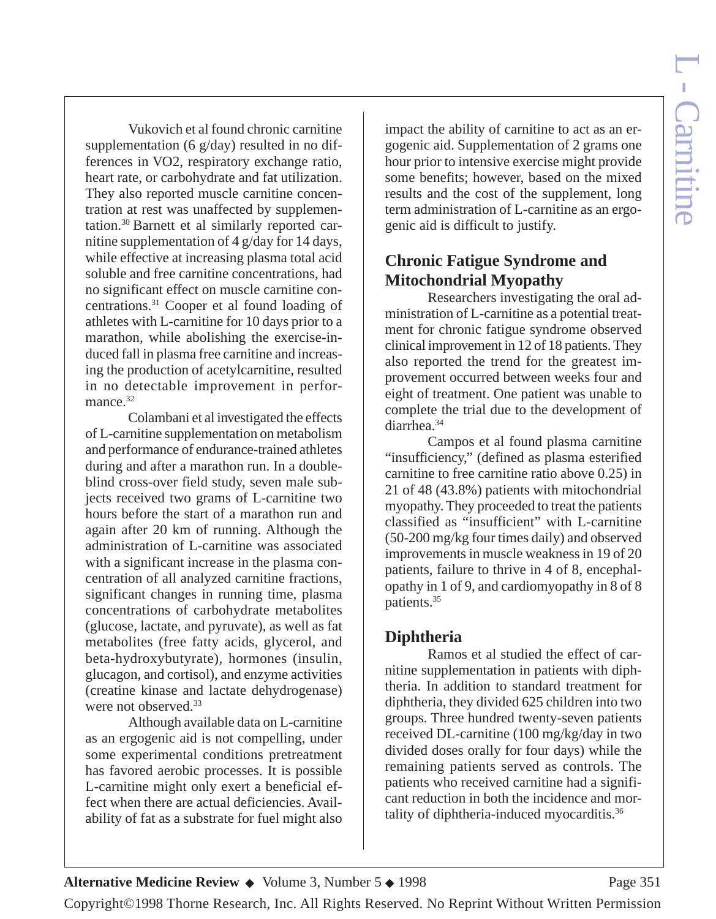Vukovich et al found chronic carnitine supplementation (6 g/day) resulted in no differences in VO2, respiratory exchange ratio, heart rate, or carbohydrate and fat utilization. They also reported muscle carnitine concentration at rest was unaffected by supplementation.[30] Barnett et al similarly reported carnitine supplementation of 4 g/day for 14 days, while effective at increasing plasma total acid soluble and free carnitine concentrations, had no significant effect on muscle carnitine concentrations.[31] Cooper et al found loading of athletes with L-carnitine for 10 days prior to a marathon, while abolishing the exercise-induced fall in plasma free carnitine and increasing the production of acetylcarnitine, resulted in no detectable improvement in performance.[32]

Colambani et al investigated the effects of L-carnitine supplementation on metabolism and performance of endurance-trained athletes during and after a marathon run. In a double-blind cross-over field study, seven male subjects received two grams of L-carnitine two hours before the start of a marathon run and again after 20 km of running. Although the administration of L-carnitine was associated with a significant increase in the plasma concentration of all analyzed carnitine fractions, significant changes in running time, plasma concentrations of carbohydrate metabolites (glucose, lactate, and pyruvate), as well as fat metabolites (free fatty acids, glycerol, and beta-hydroxybutyrate), hormones (insulin, glucagon, and cortisol), and enzyme activities (creatine kinase and lactate dehydrogenase) were not observed.[33]

Although available data on L-carnitine as an ergogenic aid is not compelling, under some experimental conditions pretreatment has favored aerobic processes. It is possible L-carnitine might only exert a beneficial effect when there are actual deficiencies. Availability of fat as a substrate for fuel might also impact the ability of carnitine to act as an ergogenic aid. Supplementation of 2 grams one hour prior to intensive exercise might provide some benefits; however, based on the mixed results and the cost of the supplement, long term administration of L-carnitine as an ergogenic aid is difficult to justify.

## Chronic Fatigue Syndrome and Mitochondrial Myopathy

Researchers investigating the oral administration of L-carnitine as a potential treatment for chronic fatigue syndrome observed clinical improvement in 12 of 18 patients. They also reported the trend for the greatest improvement occurred between weeks four and eight of treatment. One patient was unable to complete the trial due to the development of diarrhea.[34]

Campos et al found plasma carnitine "insufficiency," (defined as plasma esterified carnitine to free carnitine ratio above 0.25) in 21 of 48 (43.8%) patients with mitochondrial myopathy. They proceeded to treat the patients classified as "insufficient" with L-carnitine (50-200 mg/kg four times daily) and observed improvements in muscle weakness in 19 of 20 patients, failure to thrive in 4 of 8, encephalopathy in 1 of 9, and cardiomyopathy in 8 of 8 patients.[35]

## Diphtheria

Ramos et al studied the effect of carnitine supplementation in patients with diphtheria. In addition to standard treatment for diphtheria, they divided 625 children into two groups. Three hundred twenty-seven patients received DL-carnitine (100 mg/kg/day in two divided doses orally for four days) while the remaining patients served as controls. The patients who received carnitine had a significant reduction in both the incidence and mortality of diphtheria-induced myocarditis.[36]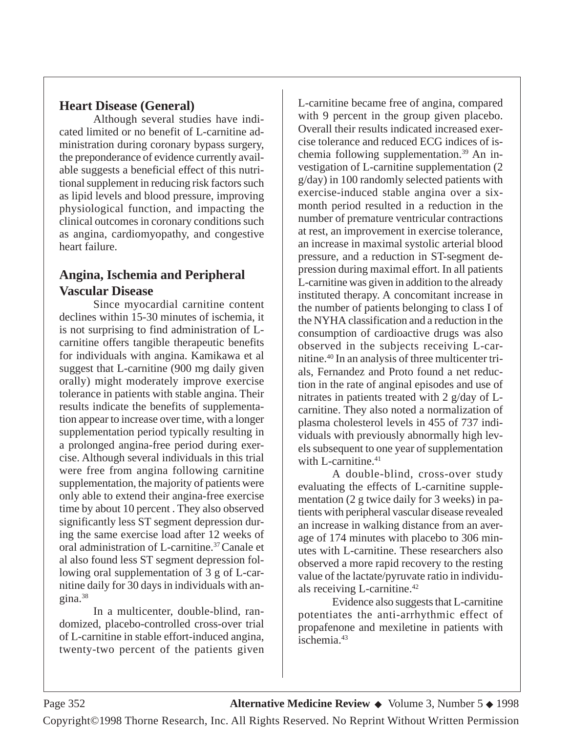## Heart Disease (General)

Although several studies have indicated limited or no benefit of L-carnitine administration during coronary bypass surgery, the preponderance of evidence currently available suggests a beneficial effect of this nutritional supplement in reducing risk factors such as lipid levels and blood pressure, improving physiological function, and impacting the clinical outcomes in coronary conditions such as angina, cardiomyopathy, and congestive heart failure.

## Angina, Ischemia and Peripheral Vascular Disease

Since myocardial carnitine content declines within 15-30 minutes of ischemia, it is not surprising to find administration of L-carnitine offers tangible therapeutic benefits for individuals with angina. Kamikawa et al suggest that L-carnitine (900 mg daily given orally) might moderately improve exercise tolerance in patients with stable angina. Their results indicate the benefits of supplementation appear to increase over time, with a longer supplementation period typically resulting in a prolonged angina-free period during exercise. Although several individuals in this trial were free from angina following carnitine supplementation, the majority of patients were only able to extend their angina-free exercise time by about 10 percent . They also observed significantly less ST segment depression during the same exercise load after 12 weeks of oral administration of L-carnitine.[37] Canale et al also found less ST segment depression following oral supplementation of 3 g of L-carnitine daily for 30 days in individuals with angina.[38]

In a multicenter, double-blind, randomized, placebo-controlled cross-over trial of L-carnitine in stable effort-induced angina, twenty-two percent of the patients given L-carnitine became free of angina, compared with 9 percent in the group given placebo. Overall their results indicated increased exercise tolerance and reduced ECG indices of ischemia following supplementation.[39] An investigation of L-carnitine supplementation (2 g/day) in 100 randomly selected patients with exercise-induced stable angina over a six-month period resulted in a reduction in the number of premature ventricular contractions at rest, an improvement in exercise tolerance, an increase in maximal systolic arterial blood pressure, and a reduction in ST-segment depression during maximal effort. In all patients L-carnitine was given in addition to the already instituted therapy. A concomitant increase in the number of patients belonging to class I of the NYHA classification and a reduction in the consumption of cardioactive drugs was also observed in the subjects receiving L-carnitine.[40] In an analysis of three multicenter trials, Fernandez and Proto found a net reduction in the rate of anginal episodes and use of nitrates in patients treated with 2 g/day of L-carnitine. They also noted a normalization of plasma cholesterol levels in 455 of 737 individuals with previously abnormally high levels subsequent to one year of supplementation with L-carnitine.[41]

A double-blind, cross-over study evaluating the effects of L-carnitine supplementation (2 g twice daily for 3 weeks) in patients with peripheral vascular disease revealed an increase in walking distance from an average of 174 minutes with placebo to 306 minutes with L-carnitine. These researchers also observed a more rapid recovery to the resting value of the lactate/pyruvate ratio in individuals receiving L-carnitine.[42]

Evidence also suggests that L-carnitine potentiates the anti-arrhythmic effect of propafenone and mexiletine in patients with ischemia.[43]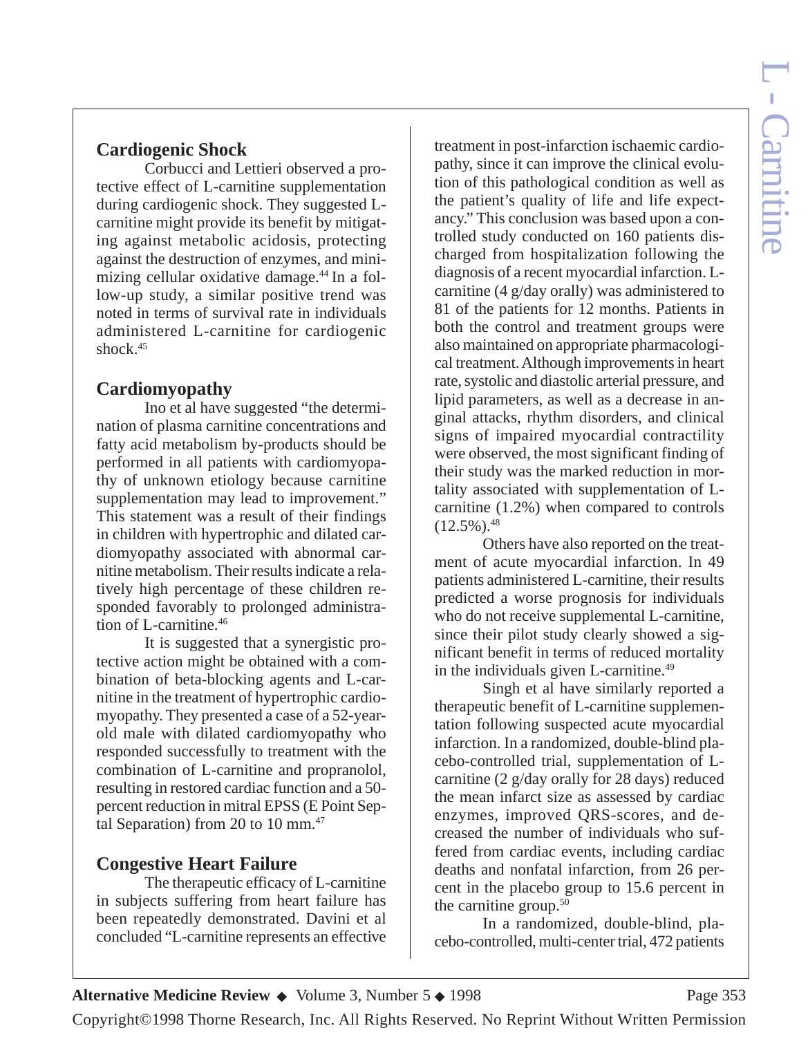## Cardiogenic Shock

Corbucci and Lettieri observed a protective effect of L-carnitine supplementation during cardiogenic shock. They suggested L-carnitine might provide its benefit by mitigating against metabolic acidosis, protecting against the destruction of enzymes, and minimizing cellular oxidative damage.[44] In a follow-up study, a similar positive trend was noted in terms of survival rate in individuals administered L-carnitine for cardiogenic shock.[45]

## Cardiomyopathy

Ino et al have suggested "the determination of plasma carnitine concentrations and fatty acid metabolism by-products should be performed in all patients with cardiomyopathy of unknown etiology because carnitine supplementation may lead to improvement." This statement was a result of their findings in children with hypertrophic and dilated cardiomyopathy associated with abnormal carnitine metabolism. Their results indicate a relatively high percentage of these children responded favorably to prolonged administration of L-carnitine.[46]

It is suggested that a synergistic protective action might be obtained with a combination of beta-blocking agents and L-carnitine in the treatment of hypertrophic cardiomyopathy. They presented a case of a 52-year-old male with dilated cardiomyopathy who responded successfully to treatment with the combination of L-carnitine and propranolol, resulting in restored cardiac function and a 50-percent reduction in mitral EPSS (E Point Septal Separation) from 20 to 10 mm.[47]

## Congestive Heart Failure

The therapeutic efficacy of L-carnitine in subjects suffering from heart failure has been repeatedly demonstrated. Davini et al concluded "L-carnitine represents an effective treatment in post-infarction ischaemic cardiopathy, since it can improve the clinical evolution of this pathological condition as well as the patient's quality of life and life expectancy." This conclusion was based upon a controlled study conducted on 160 patients discharged from hospitalization following the diagnosis of a recent myocardial infarction. L-carnitine (4 g/day orally) was administered to 81 of the patients for 12 months. Patients in both the control and treatment groups were also maintained on appropriate pharmacological treatment. Although improvements in heart rate, systolic and diastolic arterial pressure, and lipid parameters, as well as a decrease in anginal attacks, rhythm disorders, and clinical signs of impaired myocardial contractility were observed, the most significant finding of their study was the marked reduction in mortality associated with supplementation of L-carnitine (1.2%) when compared to controls (12.5%).[48]

Others have also reported on the treatment of acute myocardial infarction. In 49 patients administered L-carnitine, their results predicted a worse prognosis for individuals who do not receive supplemental L-carnitine, since their pilot study clearly showed a significant benefit in terms of reduced mortality in the individuals given L-carnitine.[49]

Singh et al have similarly reported a therapeutic benefit of L-carnitine supplementation following suspected acute myocardial infarction. In a randomized, double-blind placebo-controlled trial, supplementation of L-carnitine (2 g/day orally for 28 days) reduced the mean infarct size as assessed by cardiac enzymes, improved QRS-scores, and decreased the number of individuals who suffered from cardiac events, including cardiac deaths and nonfatal infarction, from 26 percent in the placebo group to 15.6 percent in the carnitine group.[50]

In a randomized, double-blind, placebo-controlled, multi-center trial, 472 patients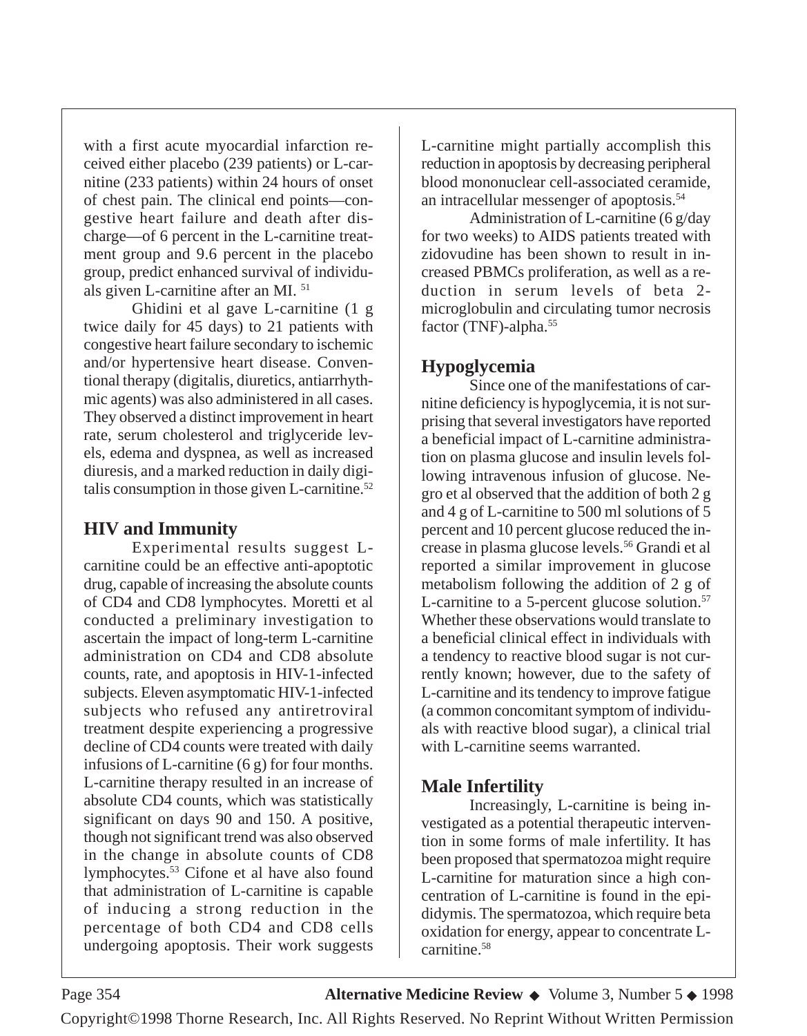with a first acute myocardial infarction received either placebo (239 patients) or L-carnitine (233 patients) within 24 hours of onset of chest pain. The clinical end points—congestive heart failure and death after discharge—of 6 percent in the L-carnitine treatment group and 9.6 percent in the placebo group, predict enhanced survival of individuals given L-carnitine after an MI. [51]

Ghidini et al gave L-carnitine (1 g twice daily for 45 days) to 21 patients with congestive heart failure secondary to ischemic and/or hypertensive heart disease. Conventional therapy (digitalis, diuretics, antiarrhythmic agents) was also administered in all cases. They observed a distinct improvement in heart rate, serum cholesterol and triglyceride levels, edema and dyspnea, as well as increased diuresis, and a marked reduction in daily digitalis consumption in those given L-carnitine.[52]

## HIV and Immunity

Experimental results suggest L-carnitine could be an effective anti-apoptotic drug, capable of increasing the absolute counts of CD4 and CD8 lymphocytes. Moretti et al conducted a preliminary investigation to ascertain the impact of long-term L-carnitine administration on CD4 and CD8 absolute counts, rate, and apoptosis in HIV-1-infected subjects. Eleven asymptomatic HIV-1-infected subjects who refused any antiretroviral treatment despite experiencing a progressive decline of CD4 counts were treated with daily infusions of L-carnitine (6 g) for four months. L-carnitine therapy resulted in an increase of absolute CD4 counts, which was statistically significant on days 90 and 150. A positive, though not significant trend was also observed in the change in absolute counts of CD8 lymphocytes.[53] Cifone et al have also found that administration of L-carnitine is capable of inducing a strong reduction in the percentage of both CD4 and CD8 cells undergoing apoptosis. Their work suggests L-carnitine might partially accomplish this reduction in apoptosis by decreasing peripheral blood mononuclear cell-associated ceramide, an intracellular messenger of apoptosis.[54]

Administration of L-carnitine (6 g/day for two weeks) to AIDS patients treated with zidovudine has been shown to result in increased PBMCs proliferation, as well as a reduction in serum levels of beta 2-microglobulin and circulating tumor necrosis factor (TNF)-alpha.[55]

## Hypoglycemia

Since one of the manifestations of carnitine deficiency is hypoglycemia, it is not surprising that several investigators have reported a beneficial impact of L-carnitine administration on plasma glucose and insulin levels following intravenous infusion of glucose. Negro et al observed that the addition of both 2 g and 4 g of L-carnitine to 500 ml solutions of 5 percent and 10 percent glucose reduced the increase in plasma glucose levels.[56] Grandi et al reported a similar improvement in glucose metabolism following the addition of 2 g of L-carnitine to a 5-percent glucose solution.[57] Whether these observations would translate to a beneficial clinical effect in individuals with a tendency to reactive blood sugar is not currently known; however, due to the safety of L-carnitine and its tendency to improve fatigue (a common concomitant symptom of individuals with reactive blood sugar), a clinical trial with L-carnitine seems warranted.

## Male Infertility

Increasingly, L-carnitine is being investigated as a potential therapeutic intervention in some forms of male infertility. It has been proposed that spermatozoa might require L-carnitine for maturation since a high concentration of L-carnitine is found in the epididymis. The spermatozoa, which require beta oxidation for energy, appear to concentrate L-carnitine.[58]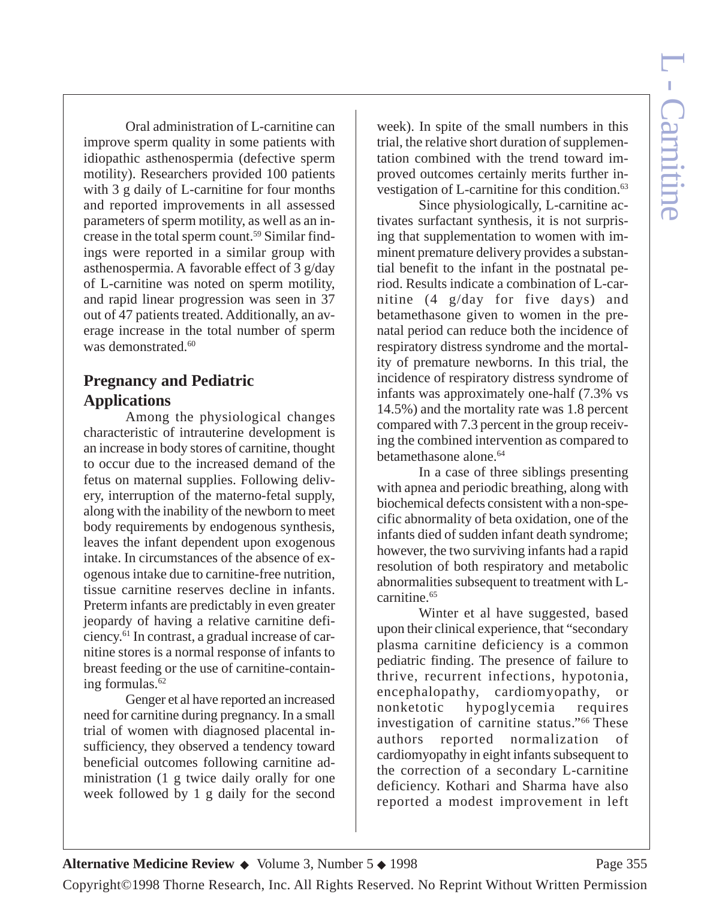Oral administration of L-carnitine can improve sperm quality in some patients with idiopathic asthenospermia (defective sperm motility). Researchers provided 100 patients with 3 g daily of L-carnitine for four months and reported improvements in all assessed parameters of sperm motility, as well as an increase in the total sperm count.[59] Similar findings were reported in a similar group with asthenospermia. A favorable effect of 3 g/day of L-carnitine was noted on sperm motility, and rapid linear progression was seen in 37 out of 47 patients treated. Additionally, an average increase in the total number of sperm was demonstrated.[60]

## Pregnancy and Pediatric Applications

Among the physiological changes characteristic of intrauterine development is an increase in body stores of carnitine, thought to occur due to the increased demand of the fetus on maternal supplies. Following delivery, interruption of the materno-fetal supply, along with the inability of the newborn to meet body requirements by endogenous synthesis, leaves the infant dependent upon exogenous intake. In circumstances of the absence of exogenous intake due to carnitine-free nutrition, tissue carnitine reserves decline in infants. Preterm infants are predictably in even greater jeopardy of having a relative carnitine deficiency.[61] In contrast, a gradual increase of carnitine stores is a normal response of infants to breast feeding or the use of carnitine-containing formulas.[62]

Genger et al have reported an increased need for carnitine during pregnancy. In a small trial of women with diagnosed placental insufficiency, they observed a tendency toward beneficial outcomes following carnitine administration (1 g twice daily orally for one week followed by 1 g daily for the second week). In spite of the small numbers in this trial, the relative short duration of supplementation combined with the trend toward improved outcomes certainly merits further investigation of L-carnitine for this condition.[63]

Since physiologically, L-carnitine activates surfactant synthesis, it is not surprising that supplementation to women with imminent premature delivery provides a substantial benefit to the infant in the postnatal period. Results indicate a combination of L-carnitine (4 g/day for five days) and betamethasone given to women in the prenatal period can reduce both the incidence of respiratory distress syndrome and the mortality of premature newborns. In this trial, the incidence of respiratory distress syndrome of infants was approximately one-half (7.3% vs 14.5%) and the mortality rate was 1.8 percent compared with 7.3 percent in the group receiving the combined intervention as compared to betamethasone alone.[64]

In a case of three siblings presenting with apnea and periodic breathing, along with biochemical defects consistent with a non-specific abnormality of beta oxidation, one of the infants died of sudden infant death syndrome; however, the two surviving infants had a rapid resolution of both respiratory and metabolic abnormalities subsequent to treatment with L-carnitine.[65]

Winter et al have suggested, based upon their clinical experience, that "secondary plasma carnitine deficiency is a common pediatric finding. The presence of failure to thrive, recurrent infections, hypotonia, encephalopathy, cardiomyopathy, or nonketotic hypoglycemia requires investigation of carnitine status."[66] These authors reported normalization of cardiomyopathy in eight infants subsequent to the correction of a secondary L-carnitine deficiency. Kothari and Sharma have also reported a modest improvement in left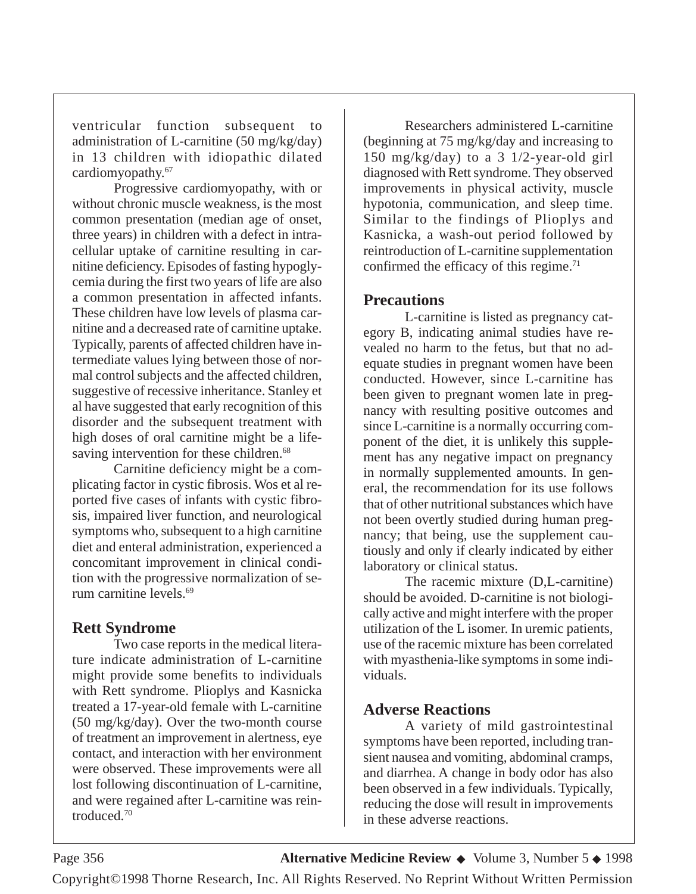ventricular function subsequent to administration of L-carnitine (50 mg/kg/day) in 13 children with idiopathic dilated cardiomyopathy.[67]

Progressive cardiomyopathy, with or without chronic muscle weakness, is the most common presentation (median age of onset, three years) in children with a defect in intracellular uptake of carnitine resulting in carnitine deficiency. Episodes of fasting hypoglycemia during the first two years of life are also a common presentation in affected infants. These children have low levels of plasma carnitine and a decreased rate of carnitine uptake. Typically, parents of affected children have intermediate values lying between those of normal control subjects and the affected children, suggestive of recessive inheritance. Stanley et al have suggested that early recognition of this disorder and the subsequent treatment with high doses of oral carnitine might be a lifesaving intervention for these children.[68]

Carnitine deficiency might be a complicating factor in cystic fibrosis. Wos et al reported five cases of infants with cystic fibrosis, impaired liver function, and neurological symptoms who, subsequent to a high carnitine diet and enteral administration, experienced a concomitant improvement in clinical condition with the progressive normalization of serum carnitine levels.[69]

## Rett Syndrome

Two case reports in the medical literature indicate administration of L-carnitine might provide some benefits to individuals with Rett syndrome. Plioplys and Kasnicka treated a 17-year-old female with L-carnitine (50 mg/kg/day). Over the two-month course of treatment an improvement in alertness, eye contact, and interaction with her environment were observed. These improvements were all lost following discontinuation of L-carnitine, and were regained after L-carnitine was reintroduced.[70]

Researchers administered L-carnitine (beginning at 75 mg/kg/day and increasing to 150 mg/kg/day) to a 3 1/2-year-old girl diagnosed with Rett syndrome. They observed improvements in physical activity, muscle hypotonia, communication, and sleep time. Similar to the findings of Plioplys and Kasnicka, a wash-out period followed by reintroduction of L-carnitine supplementation confirmed the efficacy of this regime.[71]

## Precautions

L-carnitine is listed as pregnancy category B, indicating animal studies have revealed no harm to the fetus, but that no adequate studies in pregnant women have been conducted. However, since L-carnitine has been given to pregnant women late in pregnancy with resulting positive outcomes and since L-carnitine is a normally occurring component of the diet, it is unlikely this supplement has any negative impact on pregnancy in normally supplemented amounts. In general, the recommendation for its use follows that of other nutritional substances which have not been overtly studied during human pregnancy; that being, use the supplement cautiously and only if clearly indicated by either laboratory or clinical status.

The racemic mixture (D,L-carnitine) should be avoided. D-carnitine is not biologically active and might interfere with the proper utilization of the L isomer. In uremic patients, use of the racemic mixture has been correlated with myasthenia-like symptoms in some individuals.

## Adverse Reactions

A variety of mild gastrointestinal symptoms have been reported, including transient nausea and vomiting, abdominal cramps, and diarrhea. A change in body odor has also been observed in a few individuals. Typically, reducing the dose will result in improvements in these adverse reactions.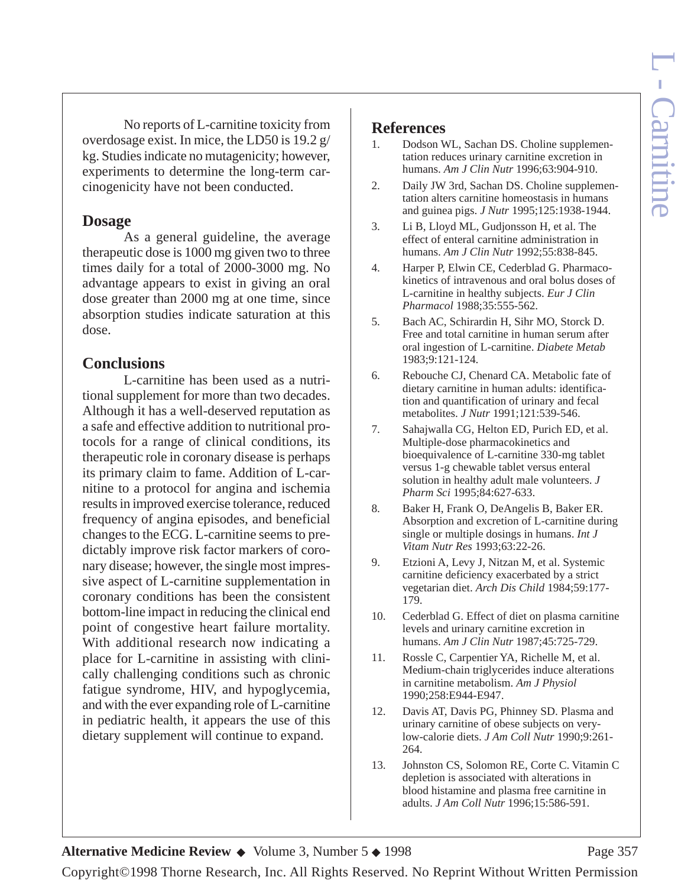No reports of L-carnitine toxicity from overdosage exist. In mice, the LD50 is 19.2 g/kg. Studies indicate no mutagenicity; however, experiments to determine the long-term carcinogenicity have not been conducted.

## Dosage

As a general guideline, the average therapeutic dose is 1000 mg given two to three times daily for a total of 2000-3000 mg. No advantage appears to exist in giving an oral dose greater than 2000 mg at one time, since absorption studies indicate saturation at this dose.

## Conclusions

L-carnitine has been used as a nutritional supplement for more than two decades. Although it has a well-deserved reputation as a safe and effective addition to nutritional protocols for a range of clinical conditions, its therapeutic role in coronary disease is perhaps its primary claim to fame. Addition of L-carnitine to a protocol for angina and ischemia results in improved exercise tolerance, reduced frequency of angina episodes, and beneficial changes to the ECG. L-carnitine seems to predictably improve risk factor markers of coronary disease; however, the single most impressive aspect of L-carnitine supplementation in coronary conditions has been the consistent bottom-line impact in reducing the clinical end point of congestive heart failure mortality. With additional research now indicating a place for L-carnitine in assisting with clinically challenging conditions such as chronic fatigue syndrome, HIV, and hypoglycemia, and with the ever expanding role of L-carnitine in pediatric health, it appears the use of this dietary supplement will continue to expand.

## References

1. Dodson WL, Sachan DS. Choline supplementation reduces urinary carnitine excretion in humans. *Am J Clin Nutr* 1996;63:904-910.
2. Daily JW 3rd, Sachan DS. Choline supplementation alters carnitine homeostasis in humans and guinea pigs. *J Nutr* 1995;125:1938-1944.
3. Li B, Lloyd ML, Gudjonsson H, et al. The effect of enteral carnitine administration in humans. *Am J Clin Nutr* 1992;55:838-845.
4. Harper P, Elwin CE, Cederblad G. Pharmacokinetics of intravenous and oral bolus doses of L-carnitine in healthy subjects. *Eur J Clin Pharmacol* 1988;35:555-562.
5. Bach AC, Schirardin H, Sihr MO, Storck D. Free and total carnitine in human serum after oral ingestion of L-carnitine. *Diabete Metab* 1983;9:121-124.
6. Rebouche CJ, Chenard CA. Metabolic fate of dietary carnitine in human adults: identification and quantification of urinary and fecal metabolites. *J Nutr* 1991;121:539-546.
7. Sahajwalla CG, Helton ED, Purich ED, et al. Multiple-dose pharmacokinetics and bioequivalence of L-carnitine 330-mg tablet versus 1-g chewable tablet versus enteral solution in healthy adult male volunteers. *J Pharm Sci* 1995;84:627-633.
8. Baker H, Frank O, DeAngelis B, Baker ER. Absorption and excretion of L-carnitine during single or multiple dosings in humans. *Int J Vitam Nutr Res* 1993;63:22-26.
9. Etzioni A, Levy J, Nitzan M, et al. Systemic carnitine deficiency exacerbated by a strict vegetarian diet. *Arch Dis Child* 1984;59:177-179.
10. Cederblad G. Effect of diet on plasma carnitine levels and urinary carnitine excretion in humans. *Am J Clin Nutr* 1987;45:725-729.
11. Rossle C, Carpentier YA, Richelle M, et al. Medium-chain triglycerides induce alterations in carnitine metabolism. *Am J Physiol* 1990;258:E944-E947.
12. Davis AT, Davis PG, Phinney SD. Plasma and urinary carnitine of obese subjects on very-low-calorie diets. *J Am Coll Nutr* 1990;9:261-264.
13. Johnston CS, Solomon RE, Corte C. Vitamin C depletion is associated with alterations in blood histamine and plasma free carnitine in adults. *J Am Coll Nutr* 1996;15:586-591.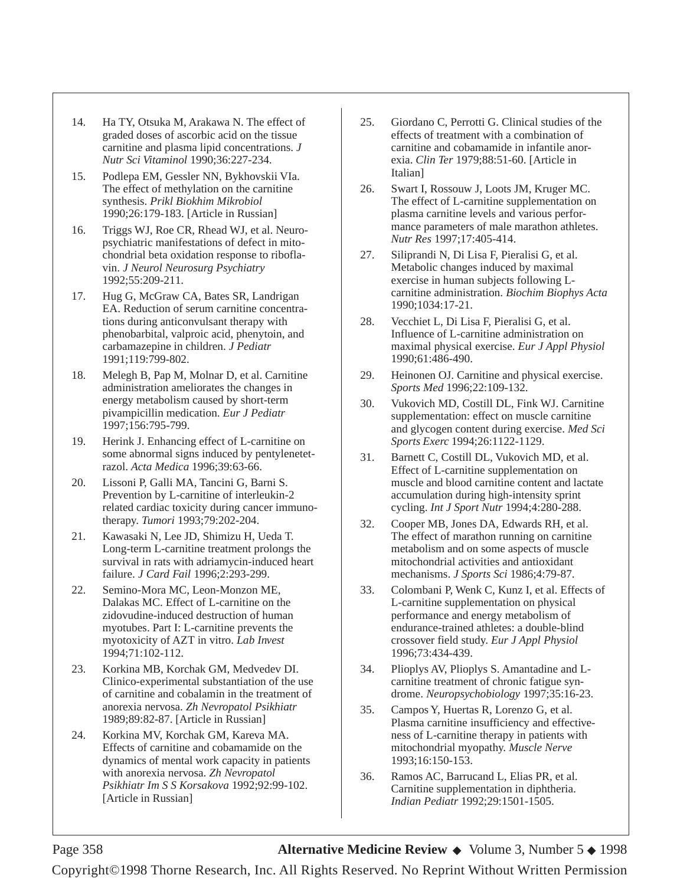14. Ha TY, Otsuka M, Arakawa N. The effect of graded doses of ascorbic acid on the tissue carnitine and plasma lipid concentrations. *J Nutr Sci Vitaminol* 1990;36:227-234.

15. Podlepa EM, Gessler NN, Bykhovskii VIa. The effect of methylation on the carnitine synthesis. *Prikl Biokhim Mikrobiol* 1990;26:179-183. [Article in Russian]

16. Triggs WJ, Roe CR, Rhead WJ, et al. Neuropsychiatric manifestations of defect in mitochondrial beta oxidation response to riboflavin. *J Neurol Neurosurg Psychiatry* 1992;55:209-211.

17. Hug G, McGraw CA, Bates SR, Landrigan EA. Reduction of serum carnitine concentrations during anticonvulsant therapy with phenobarbital, valproic acid, phenytoin, and carbamazepine in children. *J Pediatr* 1991;119:799-802.

18. Melegh B, Pap M, Molnar D, et al. Carnitine administration ameliorates the changes in energy metabolism caused by short-term pivampicillin medication. *Eur J Pediatr* 1997;156:795-799.

19. Herink J. Enhancing effect of L-carnitine on some abnormal signs induced by pentylenetetrazol. *Acta Medica* 1996;39:63-66.

20. Lissoni P, Galli MA, Tancini G, Barni S. Prevention by L-carnitine of interleukin-2 related cardiac toxicity during cancer immunotherapy. *Tumori* 1993;79:202-204.

21. Kawasaki N, Lee JD, Shimizu H, Ueda T. Long-term L-carnitine treatment prolongs the survival in rats with adriamycin-induced heart failure. *J Card Fail* 1996;2:293-299.

22. Semino-Mora MC, Leon-Monzon ME, Dalakas MC. Effect of L-carnitine on the zidovudine-induced destruction of human myotubes. Part I: L-carnitine prevents the myotoxicity of AZT in vitro. *Lab Invest* 1994;71:102-112.

23. Korkina MB, Korchak GM, Medvedev DI. Clinico-experimental substantiation of the use of carnitine and cobalamin in the treatment of anorexia nervosa. *Zh Nevropatol Psikhiatr* 1989;89:82-87. [Article in Russian]

24. Korkina MV, Korchak GM, Kareva MA. Effects of carnitine and cobamamide on the dynamics of mental work capacity in patients with anorexia nervosa. *Zh Nevropatol Psikhiatr Im S S Korsakova* 1992;92:99-102. [Article in Russian]

25. Giordano C, Perrotti G. Clinical studies of the effects of treatment with a combination of carnitine and cobamamide in infantile anorexia. *Clin Ter* 1979;88:51-60. [Article in Italian]

26. Swart I, Rossouw J, Loots JM, Kruger MC. The effect of L-carnitine supplementation on plasma carnitine levels and various performance parameters of male marathon athletes. *Nutr Res* 1997;17:405-414.

27. Siliprandi N, Di Lisa F, Pieralisi G, et al. Metabolic changes induced by maximal exercise in human subjects following L-carnitine administration. *Biochim Biophys Acta* 1990;1034:17-21.

28. Vecchiet L, Di Lisa F, Pieralisi G, et al. Influence of L-carnitine administration on maximal physical exercise. *Eur J Appl Physiol* 1990;61:486-490.

29. Heinonen OJ. Carnitine and physical exercise. *Sports Med* 1996;22:109-132.

30. Vukovich MD, Costill DL, Fink WJ. Carnitine supplementation: effect on muscle carnitine and glycogen content during exercise. *Med Sci Sports Exerc* 1994;26:1122-1129.

31. Barnett C, Costill DL, Vukovich MD, et al. Effect of L-carnitine supplementation on muscle and blood carnitine content and lactate accumulation during high-intensity sprint cycling. *Int J Sport Nutr* 1994;4:280-288.

32. Cooper MB, Jones DA, Edwards RH, et al. The effect of marathon running on carnitine metabolism and on some aspects of muscle mitochondrial activities and antioxidant mechanisms. *J Sports Sci* 1986;4:79-87.

33. Colombani P, Wenk C, Kunz I, et al. Effects of L-carnitine supplementation on physical performance and energy metabolism of endurance-trained athletes: a double-blind crossover field study. *Eur J Appl Physiol* 1996;73:434-439.

34. Plioplys AV, Plioplys S. Amantadine and L-carnitine treatment of chronic fatigue syndrome. *Neuropsychobiology* 1997;35:16-23.

35. Campos Y, Huertas R, Lorenzo G, et al. Plasma carnitine insufficiency and effectiveness of L-carnitine therapy in patients with mitochondrial myopathy. *Muscle Nerve* 1993;16:150-153.

36. Ramos AC, Barrucand L, Elias PR, et al. Carnitine supplementation in diphtheria. *Indian Pediatr* 1992;29:1501-1505.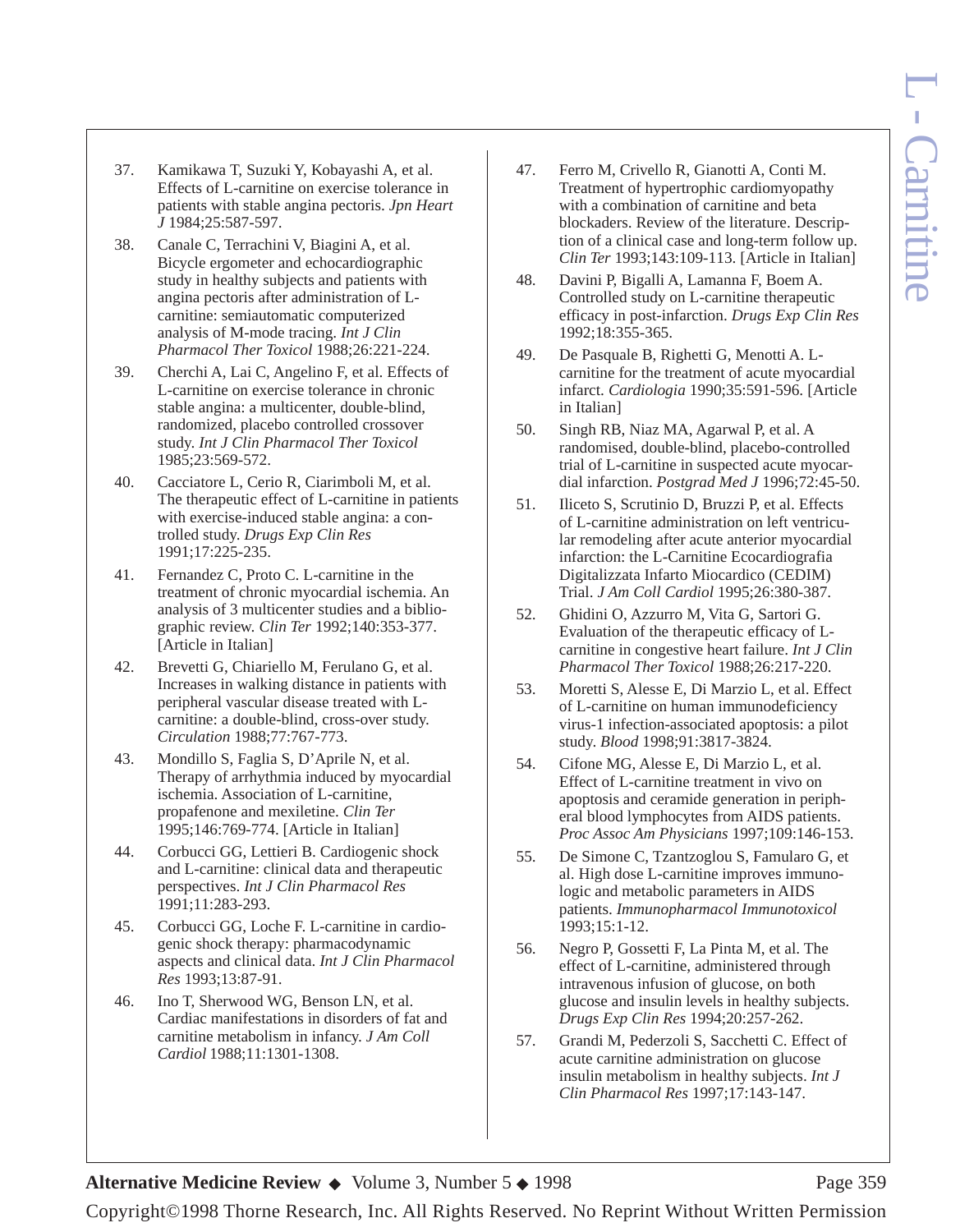37. Kamikawa T, Suzuki Y, Kobayashi A, et al. Effects of L-carnitine on exercise tolerance in patients with stable angina pectoris. *Jpn Heart J* 1984;25:587-597.
38. Canale C, Terrachini V, Biagini A, et al. Bicycle ergometer and echocardiographic study in healthy subjects and patients with angina pectoris after administration of L-carnitine: semiautomatic computerized analysis of M-mode tracing. *Int J Clin Pharmacol Ther Toxicol* 1988;26:221-224.
39. Cherchi A, Lai C, Angelino F, et al. Effects of L-carnitine on exercise tolerance in chronic stable angina: a multicenter, double-blind, randomized, placebo controlled crossover study. *Int J Clin Pharmacol Ther Toxicol* 1985;23:569-572.
40. Cacciatore L, Cerio R, Ciarimboli M, et al. The therapeutic effect of L-carnitine in patients with exercise-induced stable angina: a controlled study. *Drugs Exp Clin Res* 1991;17:225-235.
41. Fernandez C, Proto C. L-carnitine in the treatment of chronic myocardial ischemia. An analysis of 3 multicenter studies and a bibliographic review. *Clin Ter* 1992;140:353-377. [Article in Italian]
42. Brevetti G, Chiariello M, Ferulano G, et al. Increases in walking distance in patients with peripheral vascular disease treated with L-carnitine: a double-blind, cross-over study. *Circulation* 1988;77:767-773.
43. Mondillo S, Faglia S, D'Aprile N, et al. Therapy of arrhythmia induced by myocardial ischemia. Association of L-carnitine, propafenone and mexiletine. *Clin Ter* 1995;146:769-774. [Article in Italian]
44. Corbucci GG, Lettieri B. Cardiogenic shock and L-carnitine: clinical data and therapeutic perspectives. *Int J Clin Pharmacol Res* 1991;11:283-293.
45. Corbucci GG, Loche F. L-carnitine in cardiogenic shock therapy: pharmacodynamic aspects and clinical data. *Int J Clin Pharmacol Res* 1993;13:87-91.
46. Ino T, Sherwood WG, Benson LN, et al. Cardiac manifestations in disorders of fat and carnitine metabolism in infancy. *J Am Coll Cardiol* 1988;11:1301-1308.
47. Ferro M, Crivello R, Gianotti A, Conti M. Treatment of hypertrophic cardiomyopathy with a combination of carnitine and beta blockaders. Review of the literature. Description of a clinical case and long-term follow up. *Clin Ter* 1993;143:109-113. [Article in Italian]
48. Davini P, Bigalli A, Lamanna F, Boem A. Controlled study on L-carnitine therapeutic efficacy in post-infarction. *Drugs Exp Clin Res* 1992;18:355-365.
49. De Pasquale B, Righetti G, Menotti A. L-carnitine for the treatment of acute myocardial infarct. *Cardiologia* 1990;35:591-596. [Article in Italian]
50. Singh RB, Niaz MA, Agarwal P, et al. A randomised, double-blind, placebo-controlled trial of L-carnitine in suspected acute myocardial infarction. *Postgrad Med J* 1996;72:45-50.
51. Iliceto S, Scrutinio D, Bruzzi P, et al. Effects of L-carnitine administration on left ventricular remodeling after acute anterior myocardial infarction: the L-Carnitine Ecocardiografia Digitalizzata Infarto Miocardico (CEDIM) Trial. *J Am Coll Cardiol* 1995;26:380-387.
52. Ghidini O, Azzurro M, Vita G, Sartori G. Evaluation of the therapeutic efficacy of L-carnitine in congestive heart failure. *Int J Clin Pharmacol Ther Toxicol* 1988;26:217-220.
53. Moretti S, Alesse E, Di Marzio L, et al. Effect of L-carnitine on human immunodeficiency virus-1 infection-associated apoptosis: a pilot study. *Blood* 1998;91:3817-3824.
54. Cifone MG, Alesse E, Di Marzio L, et al. Effect of L-carnitine treatment in vivo on apoptosis and ceramide generation in peripheral blood lymphocytes from AIDS patients. *Proc Assoc Am Physicians* 1997;109:146-153.
55. De Simone C, Tzantzoglou S, Famularo G, et al. High dose L-carnitine improves immunologic and metabolic parameters in AIDS patients. *Immunopharmacol Immunotoxicol* 1993;15:1-12.
56. Negro P, Gossetti F, La Pinta M, et al. The effect of L-carnitine, administered through intravenous infusion of glucose, on both glucose and insulin levels in healthy subjects. *Drugs Exp Clin Res* 1994;20:257-262.
57. Grandi M, Pederzoli S, Sacchetti C. Effect of acute carnitine administration on glucose insulin metabolism in healthy subjects. *Int J Clin Pharmacol Res* 1997;17:143-147.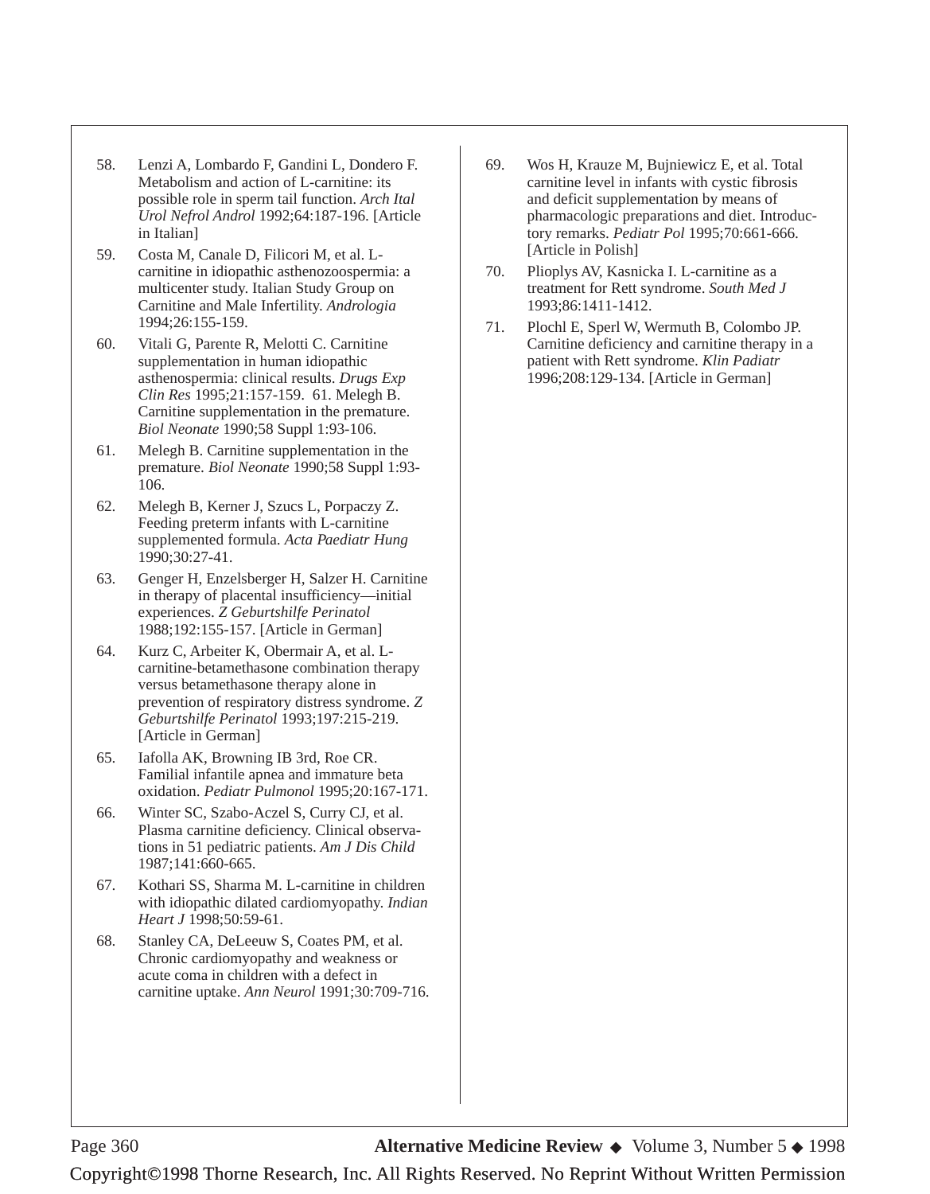58. Lenzi A, Lombardo F, Gandini L, Dondero F. Metabolism and action of L-carnitine: its possible role in sperm tail function. *Arch Ital Urol Nefrol Androl* 1992;64:187-196. [Article in Italian]
59. Costa M, Canale D, Filicori M, et al. L-carnitine in idiopathic asthenozoospermia: a multicenter study. Italian Study Group on Carnitine and Male Infertility. *Andrologia* 1994;26:155-159.
60. Vitali G, Parente R, Melotti C. Carnitine supplementation in human idiopathic asthenospermia: clinical results. *Drugs Exp Clin Res* 1995;21:157-159. 61. Melegh B. Carnitine supplementation in the premature. *Biol Neonate* 1990;58 Suppl 1:93-106.
61. Melegh B. Carnitine supplementation in the premature. *Biol Neonate* 1990;58 Suppl 1:93-106.
62. Melegh B, Kerner J, Szucs L, Porpaczy Z. Feeding preterm infants with L-carnitine supplemented formula. *Acta Paediatr Hung* 1990;30:27-41.
63. Genger H, Enzelsberger H, Salzer H. Carnitine in therapy of placental insufficiency—initial experiences. *Z Geburtshilfe Perinatol* 1988;192:155-157. [Article in German]
64. Kurz C, Arbeiter K, Obermair A, et al. L-carnitine-betamethasone combination therapy versus betamethasone therapy alone in prevention of respiratory distress syndrome. *Z Geburtshilfe Perinatol* 1993;197:215-219. [Article in German]
65. Iafolla AK, Browning IB 3rd, Roe CR. Familial infantile apnea and immature beta oxidation. *Pediatr Pulmonol* 1995;20:167-171.
66. Winter SC, Szabo-Aczel S, Curry CJ, et al. Plasma carnitine deficiency. Clinical observations in 51 pediatric patients. *Am J Dis Child* 1987;141:660-665.
67. Kothari SS, Sharma M. L-carnitine in children with idiopathic dilated cardiomyopathy. *Indian Heart J* 1998;50:59-61.
68. Stanley CA, DeLeeuw S, Coates PM, et al. Chronic cardiomyopathy and weakness or acute coma in children with a defect in carnitine uptake. *Ann Neurol* 1991;30:709-716.
69. Wos H, Krauze M, Bujniewicz E, et al. Total carnitine level in infants with cystic fibrosis and deficit supplementation by means of pharmacologic preparations and diet. Introductory remarks. *Pediatr Pol* 1995;70:661-666. [Article in Polish]
70. Plioplys AV, Kasnicka I. L-carnitine as a treatment for Rett syndrome. *South Med J* 1993;86:1411-1412.
71. Plochl E, Sperl W, Wermuth B, Colombo JP. Carnitine deficiency and carnitine therapy in a patient with Rett syndrome. *Klin Padiatr* 1996;208:129-134. [Article in German]

Copyright©1998 Thorne Research, Inc. All Rights Reserved. No Reprint Without Written Permission